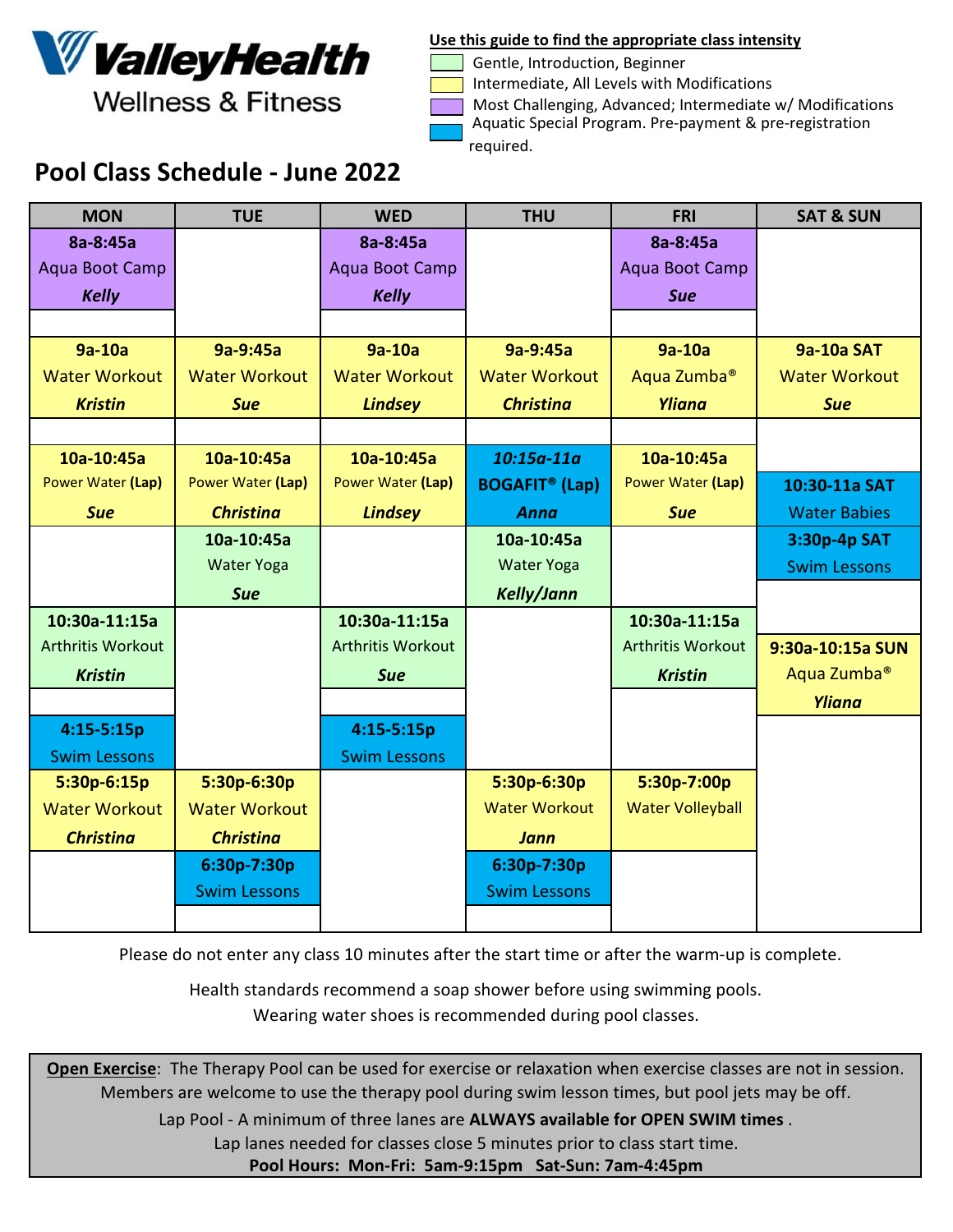# ValleyHealth Wellness & Fitness

**Use this guide to find the appropriate class intensity**

- Gentle, Introduction, Beginner
- Intermediate, All Levels with Modifications
- Most Challenging, Advanced; Intermediate w/ Modifications
- Aquatic Special Program. Pre-payment & pre-registration required.

## Pool Class Schedule - June 2022

| MON | TUE | WED | THU | FRI | SAT & SUN |
|---|---|---|---|---|---|
| **8a-8:45a** Aqua Boot Camp ***Kelly*** | | **8a-8:45a** Aqua Boot Camp ***Kelly*** | | **8a-8:45a** Aqua Boot Camp ***Sue*** | |
| **9a-10a** Water Workout ***Kristin*** | **9a-9:45a** Water Workout ***Sue*** | **9a-10a** Water Workout ***Lindsey*** | **9a-9:45a** Water Workout ***Christina*** | **9a-10a** Aqua Zumba® ***Yliana*** | **9a-10a SAT** Water Workout ***Sue*** |
| **10a-10:45a** Power Water **(Lap)** ***Sue*** | **10a-10:45a** Power Water **(Lap)** ***Christina*** | **10a-10:45a** Power Water **(Lap)** ***Lindsey*** | ***10:15a-11a*** **BOGAFIT® (Lap)** ***Anna*** | **10a-10:45a** Power Water **(Lap)** ***Sue*** | **10:30-11a SAT** Water Babies |
| | **10a-10:45a** Water Yoga ***Sue*** | | **10a-10:45a** Water Yoga ***Kelly/Jann*** | | **3:30p-4p SAT** Swim Lessons |
| **10:30a-11:15a** Arthritis Workout ***Kristin*** | | **10:30a-11:15a** Arthritis Workout ***Sue*** | | **10:30a-11:15a** Arthritis Workout ***Kristin*** | **9:30a-10:15a SUN** Aqua Zumba® ***Yliana*** |
| **4:15-5:15p** Swim Lessons | | **4:15-5:15p** Swim Lessons | | | |
| **5:30p-6:15p** Water Workout ***Christina*** | **5:30p-6:30p** Water Workout ***Christina*** | | **5:30p-6:30p** Water Workout ***Jann*** | **5:30p-7:00p** Water Volleyball | |
| | **6:30p-7:30p** Swim Lessons | | **6:30p-7:30p** Swim Lessons | | |

Please do not enter any class 10 minutes after the start time or after the warm-up is complete.

Health standards recommend a soap shower before using swimming pools.
Wearing water shoes is recommended during pool classes.

**Open Exercise**: The Therapy Pool can be used for exercise or relaxation when exercise classes are not in session. Members are welcome to use the therapy pool during swim lesson times, but pool jets may be off.
Lap Pool - A minimum of three lanes are **ALWAYS available for OPEN SWIM times** .
Lap lanes needed for classes close 5 minutes prior to class start time.
**Pool Hours: Mon-Fri: 5am-9:15pm Sat-Sun: 7am-4:45pm**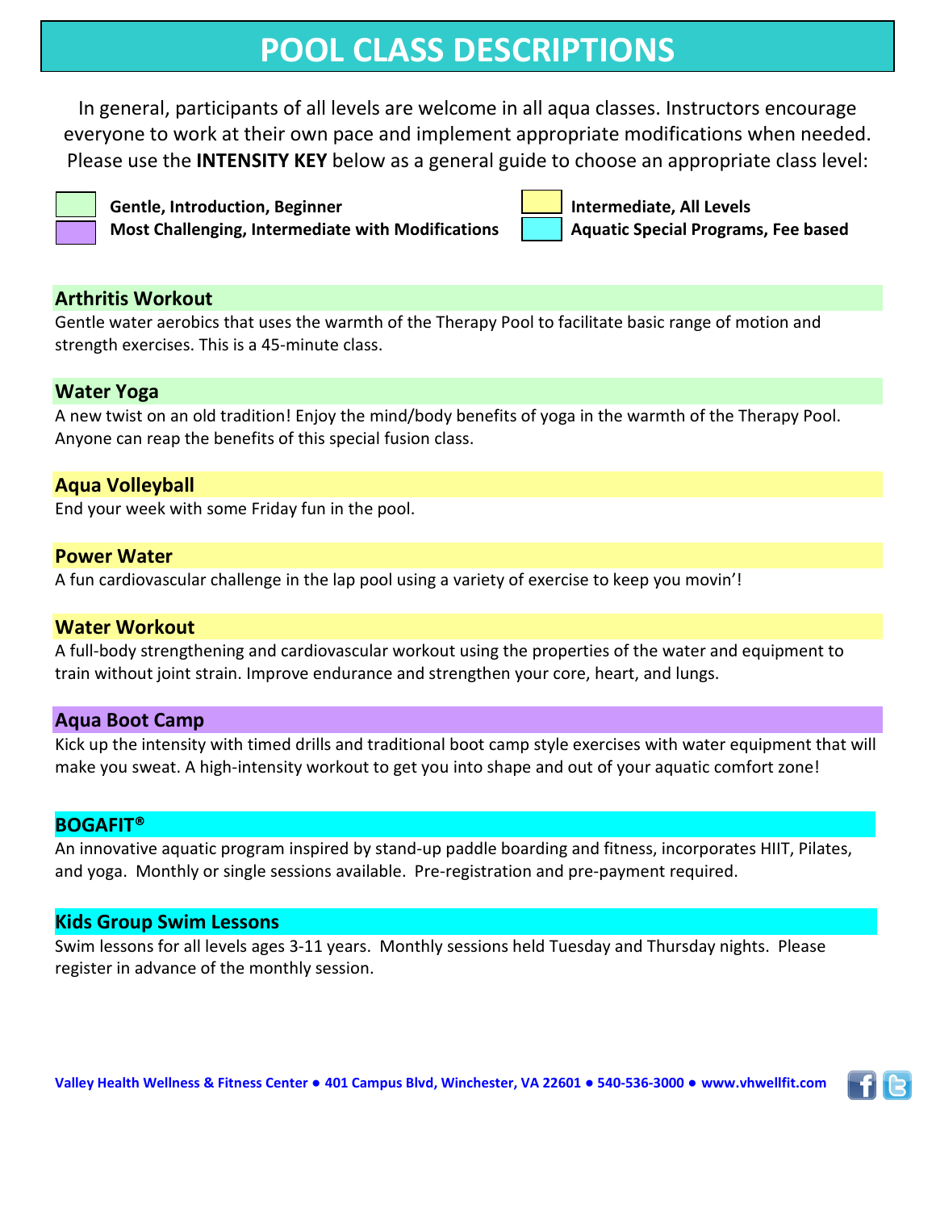# POOL CLASS DESCRIPTIONS

In general, participants of all levels are welcome in all aqua classes. Instructors encourage everyone to work at their own pace and implement appropriate modifications when needed. Please use the **INTENSITY KEY** below as a general guide to choose an appropriate class level:

- **Gentle, Introduction, Beginner**
- **Most Challenging, Intermediate with Modifications**
- **Intermediate, All Levels**
- **Aquatic Special Programs, Fee based**

### Arthritis Workout

Gentle water aerobics that uses the warmth of the Therapy Pool to facilitate basic range of motion and strength exercises. This is a 45-minute class.

### Water Yoga

A new twist on an old tradition! Enjoy the mind/body benefits of yoga in the warmth of the Therapy Pool. Anyone can reap the benefits of this special fusion class.

### Aqua Volleyball

End your week with some Friday fun in the pool.

### Power Water

A fun cardiovascular challenge in the lap pool using a variety of exercise to keep you movin'!

### Water Workout

A full-body strengthening and cardiovascular workout using the properties of the water and equipment to train without joint strain. Improve endurance and strengthen your core, heart, and lungs.

### Aqua Boot Camp

Kick up the intensity with timed drills and traditional boot camp style exercises with water equipment that will make you sweat. A high-intensity workout to get you into shape and out of your aquatic comfort zone!

### BOGAFIT®

An innovative aquatic program inspired by stand-up paddle boarding and fitness, incorporates HIIT, Pilates, and yoga. Monthly or single sessions available. Pre-registration and pre-payment required.

### Kids Group Swim Lessons

Swim lessons for all levels ages 3-11 years. Monthly sessions held Tuesday and Thursday nights. Please register in advance of the monthly session.

**Valley Health Wellness & Fitness Center ● 401 Campus Blvd, Winchester, VA 22601 ● 540-536-3000 ● www.vhwellfit.com**